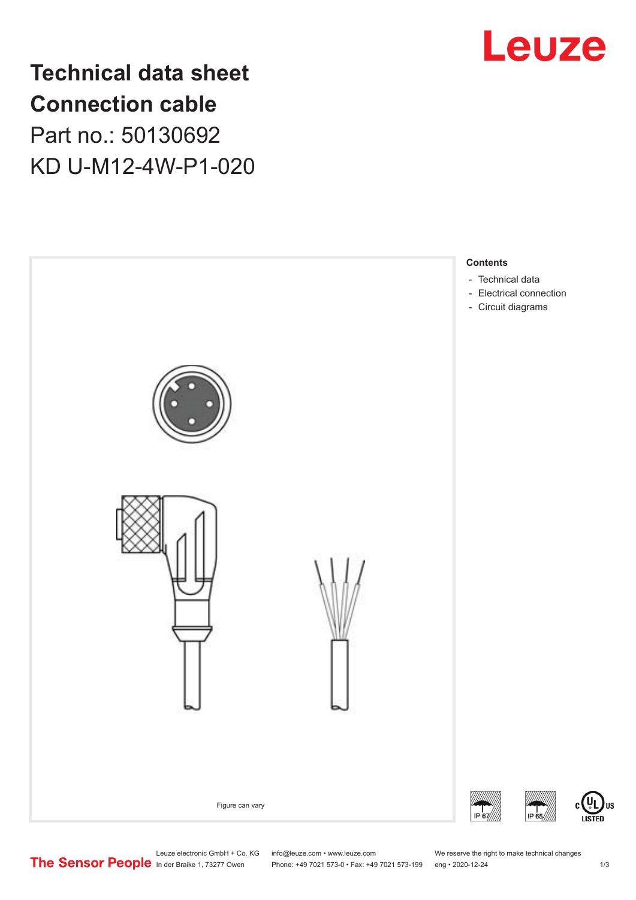# Technical data sheet
# Connection cable

Part no.: 50130692

KD U-M12-4W-P1-020

Figure can vary

**Contents**

- Technical data
- Electrical connection
- Circuit diagrams

Leuze electronic GmbH + Co. KG
In der Braike 1, 73277 Owen

info@leuze.com • www.leuze.com
Phone: +49 7021 573-0 • Fax: +49 7021 573-199

We reserve the right to make technical changes
eng • 2020-12-24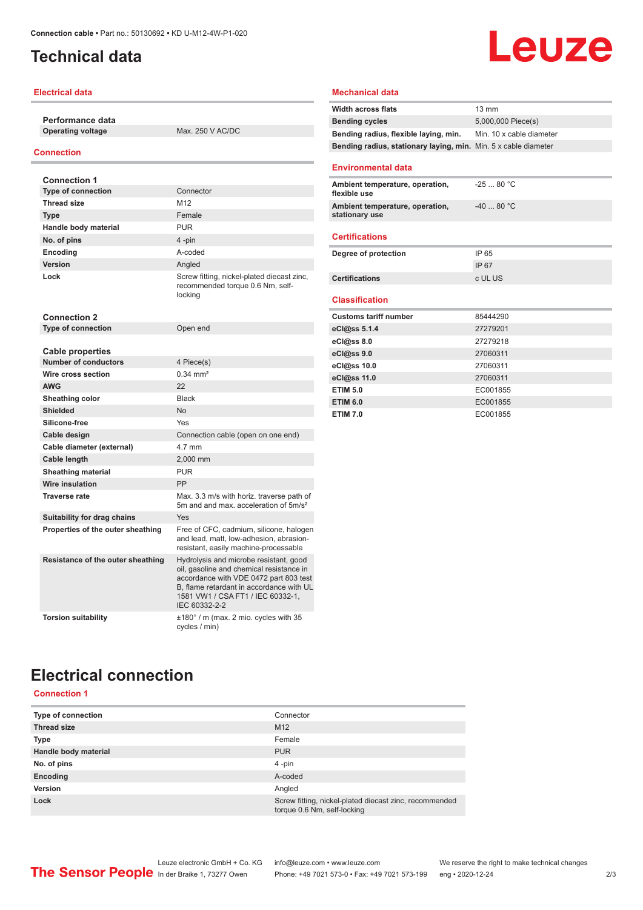# Technical data

## Electrical data

### Performance data

| | |
|---|---|
| Operating voltage | Max. 250 V AC/DC |

## Connection

### Connection 1

| | |
|---|---|
| Type of connection | Connector |
| Thread size | M12 |
| Type | Female |
| Handle body material | PUR |
| No. of pins | 4 -pin |
| Encoding | A-coded |
| Version | Angled |
| Lock | Screw fitting, nickel-plated diecast zinc, recommended torque 0.6 Nm, self-locking |

### Connection 2

| | |
|---|---|
| Type of connection | Open end |

### Cable properties

| | |
|---|---|
| Number of conductors | 4 Piece(s) |
| Wire cross section | 0.34 mm² |
| AWG | 22 |
| Sheathing color | Black |
| Shielded | No |
| Silicone-free | Yes |
| Cable design | Connection cable (open on one end) |
| Cable diameter (external) | 4.7 mm |
| Cable length | 2,000 mm |
| Sheathing material | PUR |
| Wire insulation | PP |
| Traverse rate | Max. 3.3 m/s with horiz. traverse path of 5m and and max. acceleration of 5m/s² |
| Suitability for drag chains | Yes |
| Properties of the outer sheathing | Free of CFC, cadmium, silicone, halogen and lead, matt, low-adhesion, abrasion-resistant, easily machine-processable |
| Resistance of the outer sheathing | Hydrolysis and microbe resistant, good oil, gasoline and chemical resistance in accordance with VDE 0472 part 803 test B, flame retardant in accordance with UL 1581 VW1 / CSA FT1 / IEC 60332-1, IEC 60332-2-2 |
| Torsion suitability | ±180° / m (max. 2 mio. cycles with 35 cycles / min) |

## Mechanical data

| | |
|---|---|
| Width across flats | 13 mm |
| Bending cycles | 5,000,000 Piece(s) |
| Bending radius, flexible laying, min. | Min. 10 x cable diameter |
| Bending radius, stationary laying, min. | Min. 5 x cable diameter |

## Environmental data

| | |
|---|---|
| Ambient temperature, operation, flexible use | -25 ... 80 °C |
| Ambient temperature, operation, stationary use | -40 ... 80 °C |

## Certifications

| | |
|---|---|
| Degree of protection | IP 65 |
| | IP 67 |
| Certifications | c UL US |

## Classification

| | |
|---|---|
| Customs tariff number | 85444290 |
| eCl@ss 5.1.4 | 27279201 |
| eCl@ss 8.0 | 27279218 |
| eCl@ss 9.0 | 27060311 |
| eCl@ss 10.0 | 27060311 |
| eCl@ss 11.0 | 27060311 |
| ETIM 5.0 | EC001855 |
| ETIM 6.0 | EC001855 |
| ETIM 7.0 | EC001855 |

# Electrical connection

## Connection 1

| | |
|---|---|
| Type of connection | Connector |
| Thread size | M12 |
| Type | Female |
| Handle body material | PUR |
| No. of pins | 4 -pin |
| Encoding | A-coded |
| Version | Angled |
| Lock | Screw fitting, nickel-plated diecast zinc, recommended torque 0.6 Nm, self-locking |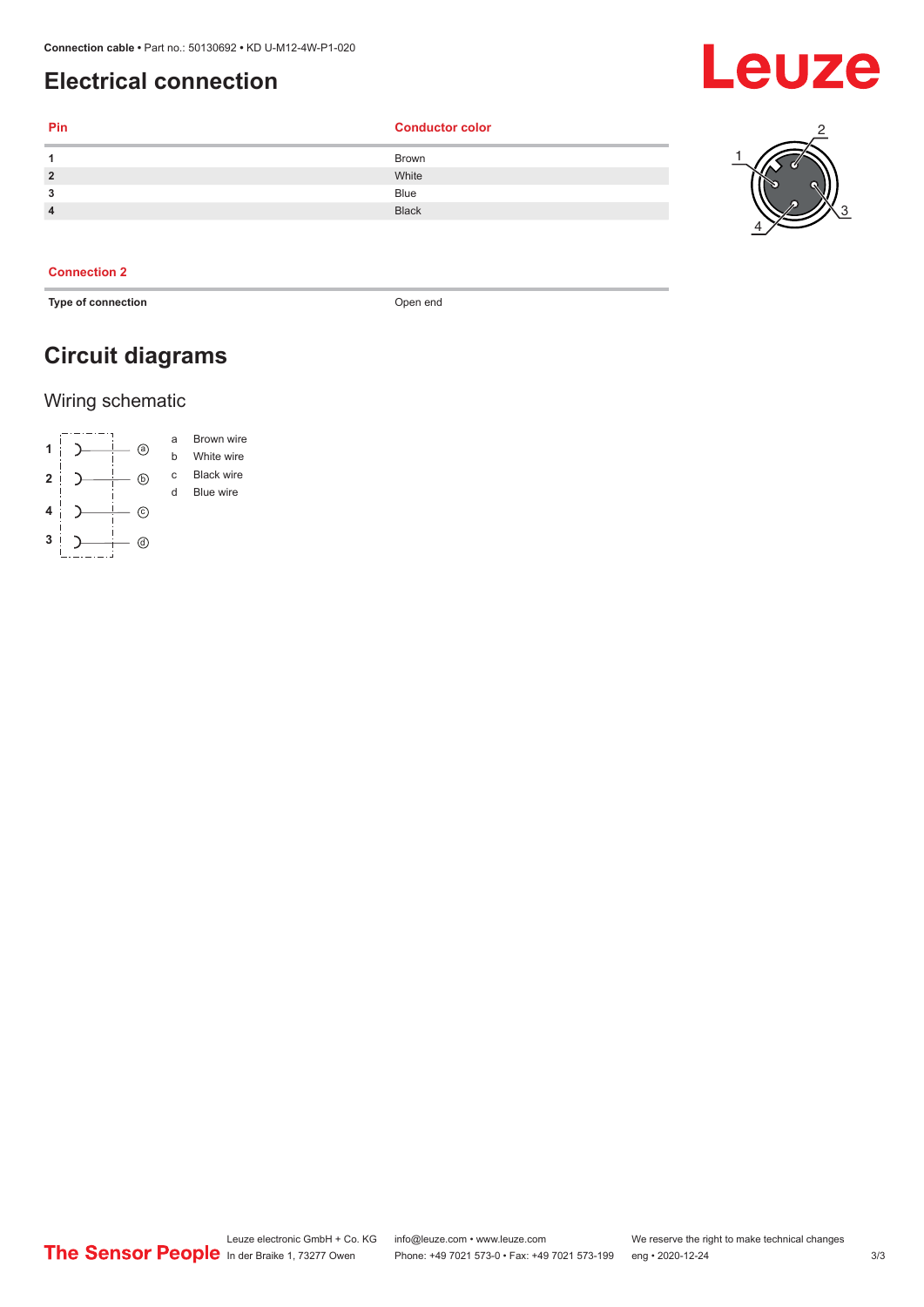# Electrical connection

| Pin | Conductor color |
| --- | --- |
| 1 | Brown |
| 2 | White |
| 3 | Blue |
| 4 | Black |

| Connection 2 | |
| --- | --- |
| Type of connection | Open end |

# Circuit diagrams

## Wiring schematic

1
2
4
3

a
b
c
d

| | |
| --- | --- |
| a | Brown wire |
| b | White wire |
| c | Black wire |
| d | Blue wire |